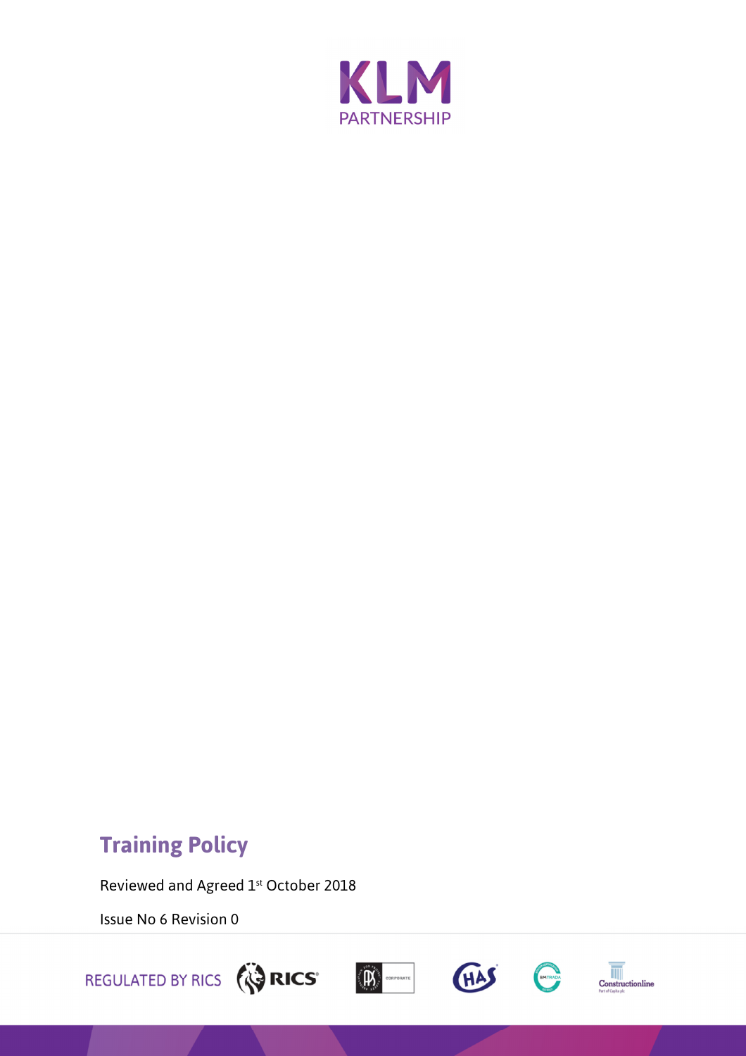# Training Policy

Reviewed and Agreed 1st October 2018

Issue No 6 Revision 0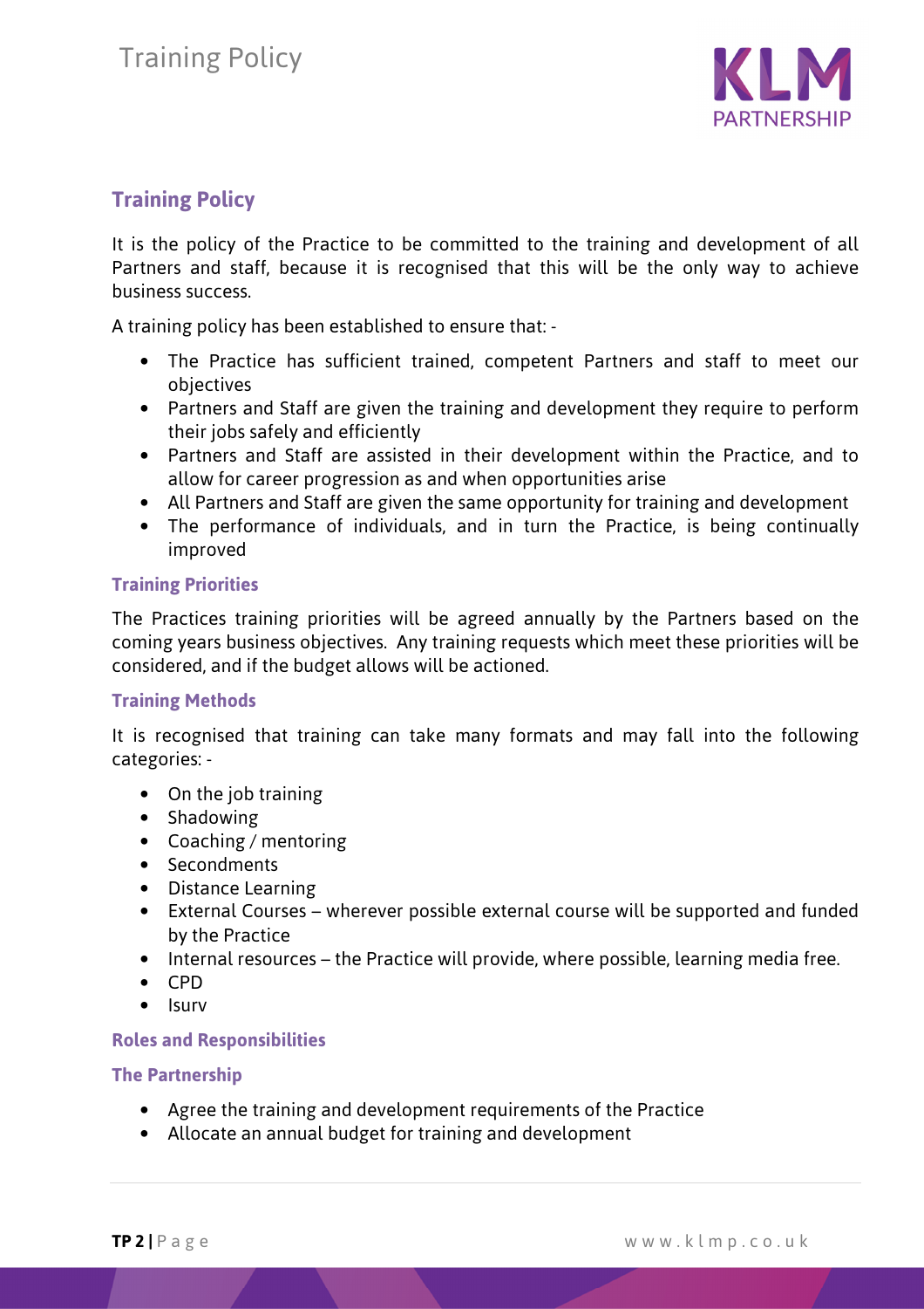## Training Policy

It is the policy of the Practice to be committed to the training and development of all Partners and staff, because it is recognised that this will be the only way to achieve business success.

A training policy has been established to ensure that: -

- The Practice has sufficient trained, competent Partners and staff to meet our objectives
- Partners and Staff are given the training and development they require to perform their jobs safely and efficiently
- Partners and Staff are assisted in their development within the Practice, and to allow for career progression as and when opportunities arise
- All Partners and Staff are given the same opportunity for training and development
- The performance of individuals, and in turn the Practice, is being continually improved

### Training Priorities

The Practices training priorities will be agreed annually by the Partners based on the coming years business objectives. Any training requests which meet these priorities will be considered, and if the budget allows will be actioned.

### Training Methods

It is recognised that training can take many formats and may fall into the following categories: -

- On the job training
- Shadowing
- Coaching / mentoring
- Secondments
- Distance Learning
- External Courses – wherever possible external course will be supported and funded by the Practice
- Internal resources – the Practice will provide, where possible, learning media free.
- CPD
- Isurv

### Roles and Responsibilities

### The Partnership

- Agree the training and development requirements of the Practice
- Allocate an annual budget for training and development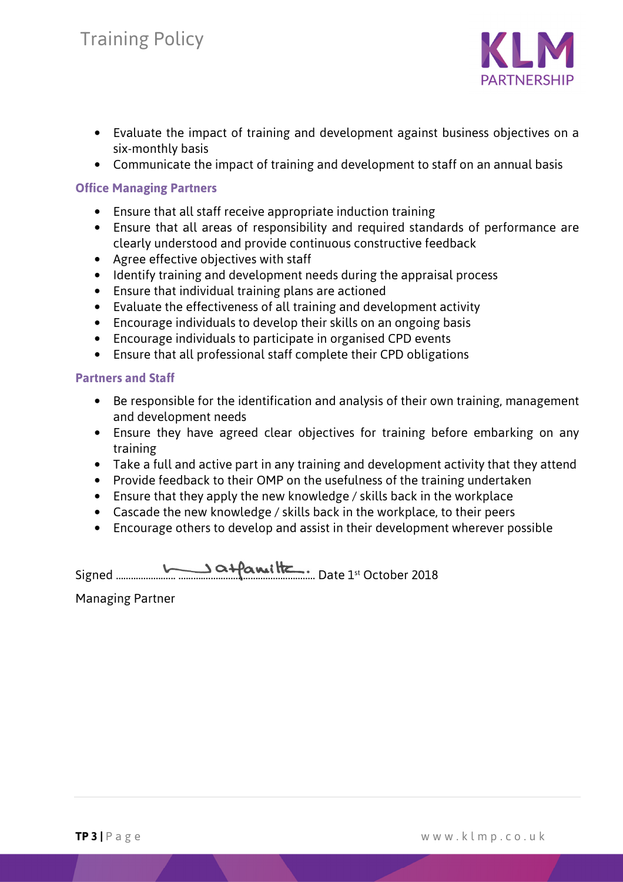- Evaluate the impact of training and development against business objectives on a six-monthly basis
- Communicate the impact of training and development to staff on an annual basis

### Office Managing Partners

- Ensure that all staff receive appropriate induction training
- Ensure that all areas of responsibility and required standards of performance are clearly understood and provide continuous constructive feedback
- Agree effective objectives with staff
- Identify training and development needs during the appraisal process
- Ensure that individual training plans are actioned
- Evaluate the effectiveness of all training and development activity
- Encourage individuals to develop their skills on an ongoing basis
- Encourage individuals to participate in organised CPD events
- Ensure that all professional staff complete their CPD obligations

### Partners and Staff

- Be responsible for the identification and analysis of their own training, management and development needs
- Ensure they have agreed clear objectives for training before embarking on any training
- Take a full and active part in any training and development activity that they attend
- Provide feedback to their OMP on the usefulness of the training undertaken
- Ensure that they apply the new knowledge / skills back in the workplace
- Cascade the new knowledge / skills back in the workplace, to their peers
- Encourage others to develop and assist in their development wherever possible

Signed ........................................................................ Date 1st October 2018

Managing Partner